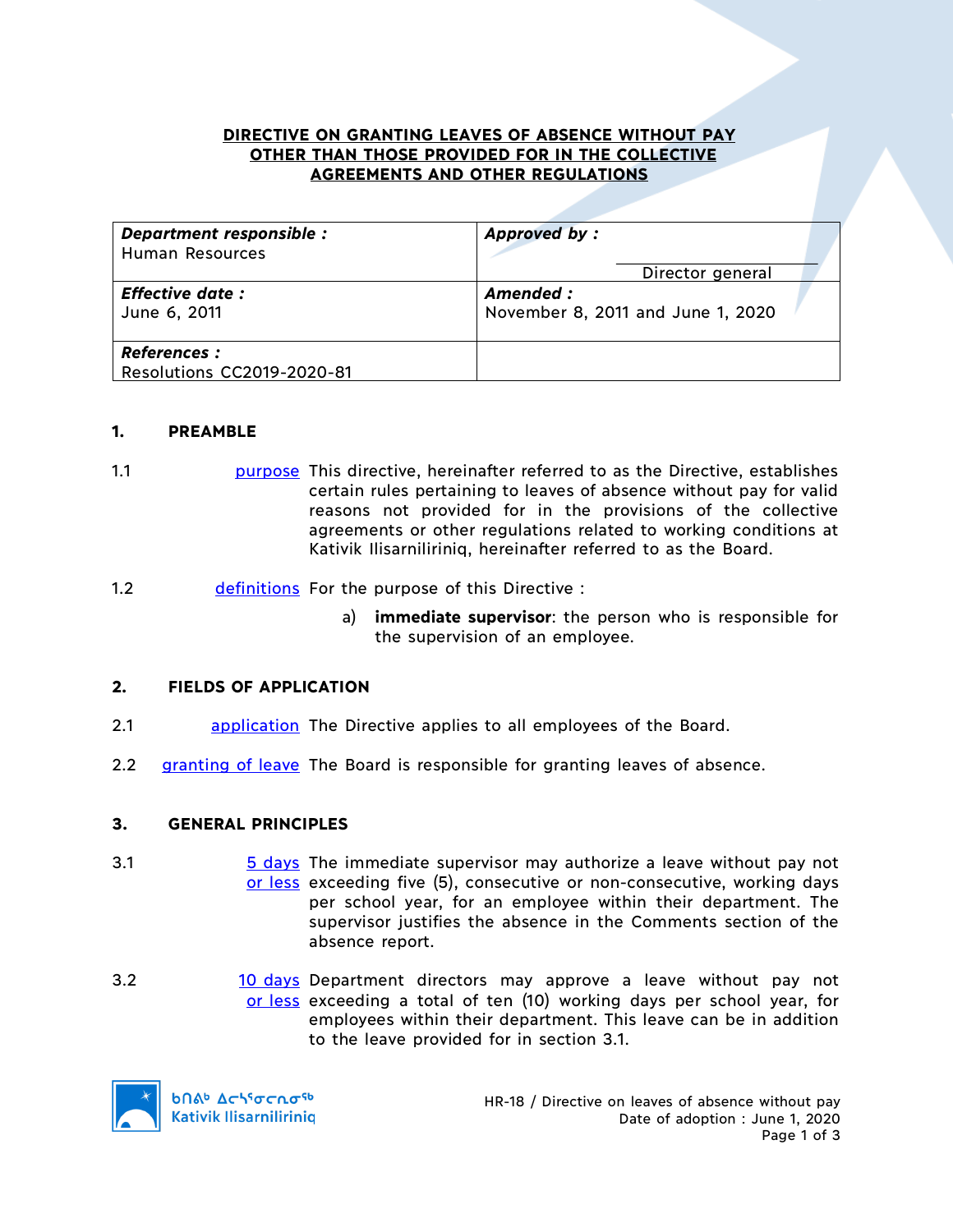# DIRECTIVE ON GRANTING LEAVES OF ABSENCE WITHOUT PAY OTHER THAN THOSE PROVIDED FOR IN THE COLLECTIVE AGREEMENTS AND OTHER REGULATIONS

| ***Department responsible :***<br>Human Resources | ***Approved by :***<br><br>Director general |
|---|---|
| ***Effective date :***<br>June 6, 2011 | ***Amended :***<br>November 8, 2011 and June 1, 2020 |
| ***References :***<br>Resolutions CC2019-2020-81 | |

## 1. PREAMBLE

1.1 purpose — This directive, hereinafter referred to as the Directive, establishes certain rules pertaining to leaves of absence without pay for valid reasons not provided for in the provisions of the collective agreements or other regulations related to working conditions at Kativik Ilisarniliriniq, hereinafter referred to as the Board.

1.2 definitions — For the purpose of this Directive :

a) **immediate supervisor**: the person who is responsible for the supervision of an employee.

## 2. FIELDS OF APPLICATION

2.1 application — The Directive applies to all employees of the Board.

2.2 granting of leave — The Board is responsible for granting leaves of absence.

## 3. GENERAL PRINCIPLES

3.1 5 days or less — The immediate supervisor may authorize a leave without pay not exceeding five (5), consecutive or non-consecutive, working days per school year, for an employee within their department. The supervisor justifies the absence in the Comments section of the absence report.

3.2 10 days or less — Department directors may approve a leave without pay not exceeding a total of ten (10) working days per school year, for employees within their department. This leave can be in addition to the leave provided for in section 3.1.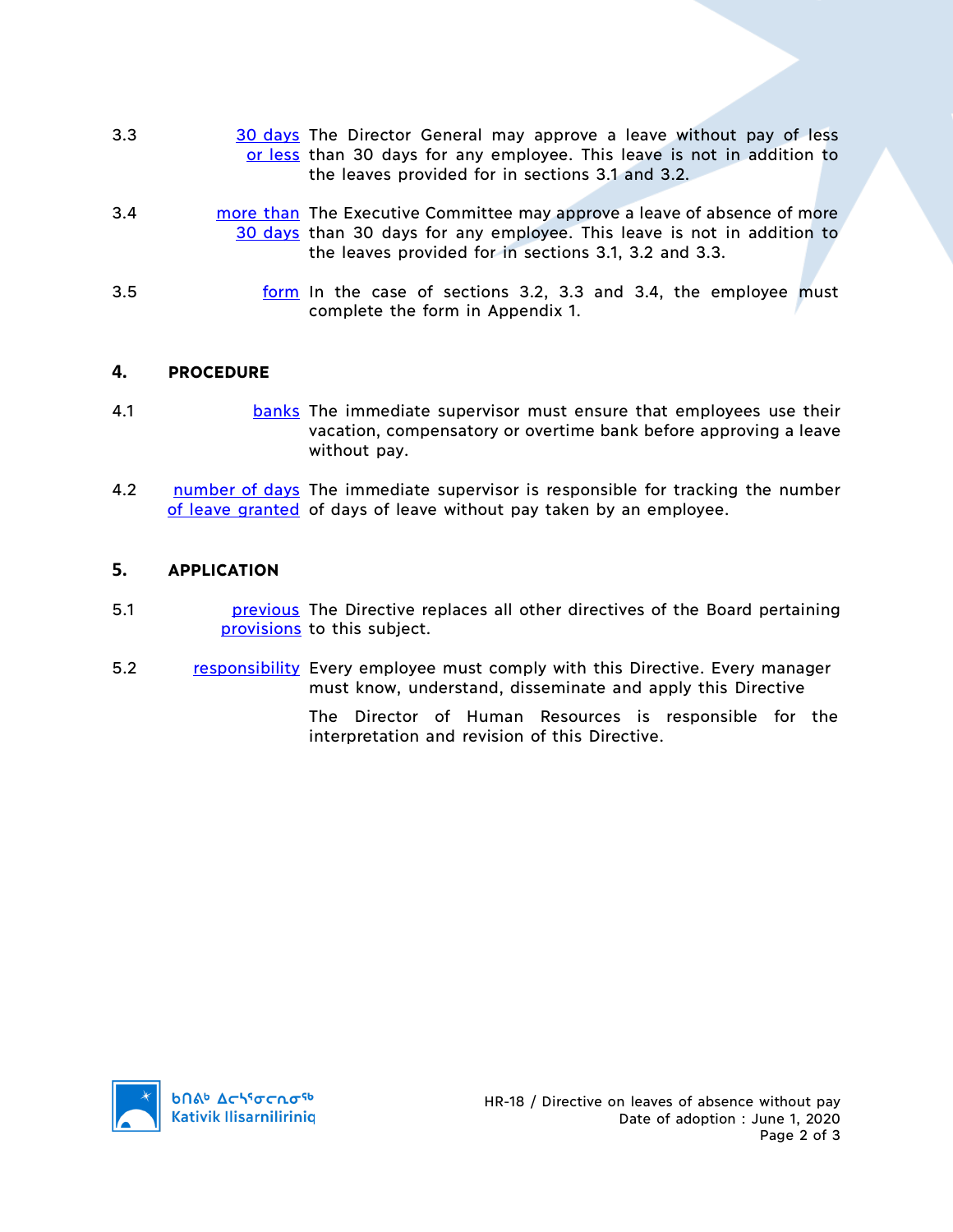3.3 **30 days or less** The Director General may approve a leave without pay of less than 30 days for any employee. This leave is not in addition to the leaves provided for in sections 3.1 and 3.2.

3.4 **more than 30 days** The Executive Committee may approve a leave of absence of more than 30 days for any employee. This leave is not in addition to the leaves provided for in sections 3.1, 3.2 and 3.3.

3.5 **form** In the case of sections 3.2, 3.3 and 3.4, the employee must complete the form in Appendix 1.

## 4. PROCEDURE

4.1 **banks** The immediate supervisor must ensure that employees use their vacation, compensatory or overtime bank before approving a leave without pay.

4.2 **number of days of leave granted** The immediate supervisor is responsible for tracking the number of days of leave without pay taken by an employee.

## 5. APPLICATION

5.1 **previous provisions** The Directive replaces all other directives of the Board pertaining to this subject.

5.2 **responsibility** Every employee must comply with this Directive. Every manager must know, understand, disseminate and apply this Directive

The Director of Human Resources is responsible for the interpretation and revision of this Directive.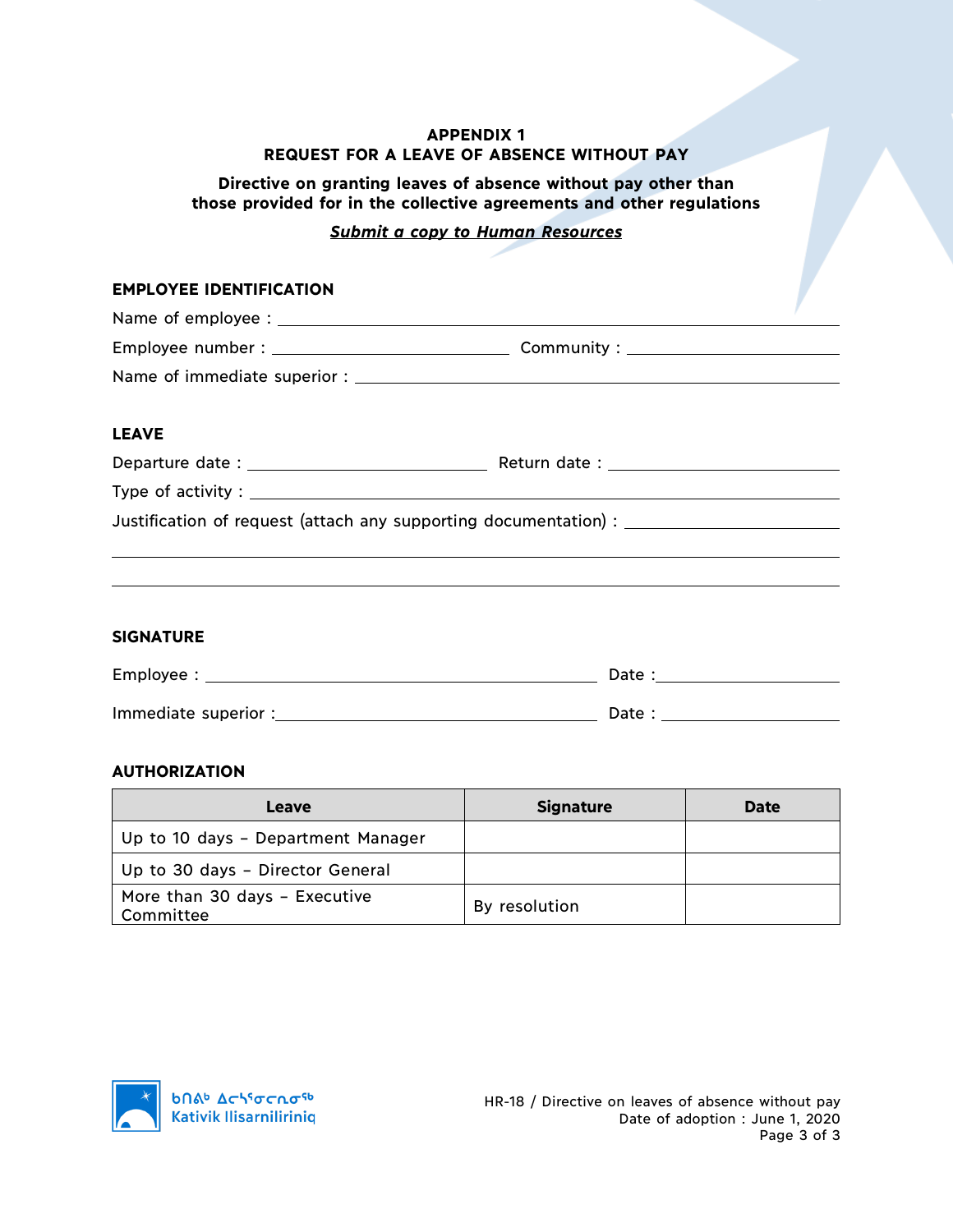# APPENDIX 1
# REQUEST FOR A LEAVE OF ABSENCE WITHOUT PAY

**Directive on granting leaves of absence without pay other than those provided for in the collective agreements and other regulations**

***Submit a copy to Human Resources***

## EMPLOYEE IDENTIFICATION

Name of employee : ______________________________

Employee number : ______________________ Community : ______________________

Name of immediate superior : ______________________________

## LEAVE

Departure date : ______________________ Return date : ______________________

Type of activity : ______________________________

Justification of request (attach any supporting documentation) : ______________________

______________________________

______________________________

## SIGNATURE

Employee : ______________________________ Date : ______________

Immediate superior : ______________________________ Date : ______________

## AUTHORIZATION

| Leave | Signature | Date |
|---|---|---|
| Up to 10 days – Department Manager | | |
| Up to 30 days – Director General | | |
| More than 30 days – Executive Committee | By resolution | |

ᑲᑎᕝᐃᒃ ᐃᓕᓭᕐᓂᓕᕆᓂᖅ
Kativik Ilisarniliriniq

HR-18 / Directive on leaves of absence without pay
Date of adoption : June 1, 2020